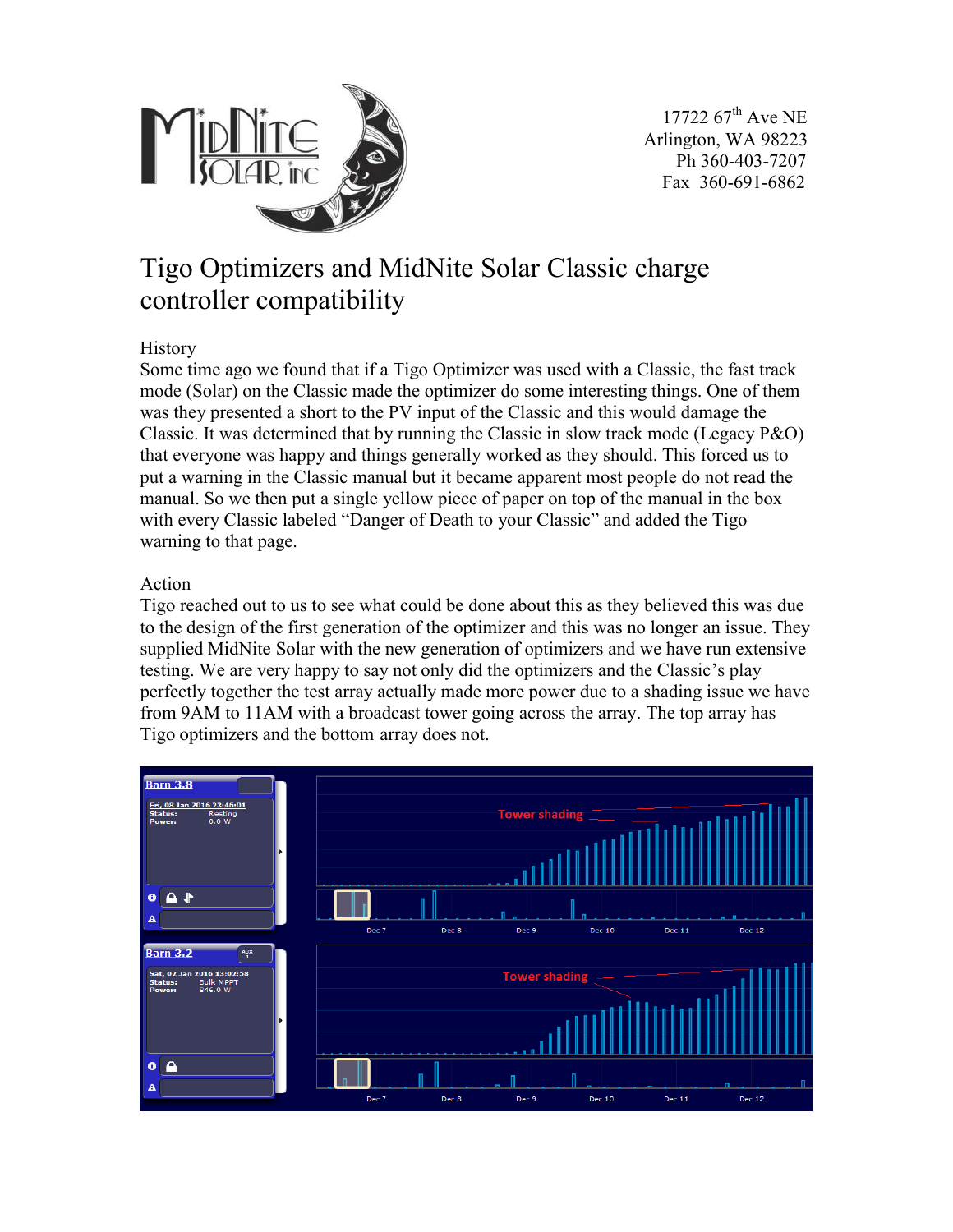17722 67th Ave NE
Arlington, WA 98223
Ph 360-403-7207
Fax 360-691-6862

# Tigo Optimizers and MidNite Solar Classic charge controller compatibility

## History

Some time ago we found that if a Tigo Optimizer was used with a Classic, the fast track mode (Solar) on the Classic made the optimizer do some interesting things. One of them was they presented a short to the PV input of the Classic and this would damage the Classic. It was determined that by running the Classic in slow track mode (Legacy P&O) that everyone was happy and things generally worked as they should. This forced us to put a warning in the Classic manual but it became apparent most people do not read the manual. So we then put a single yellow piece of paper on top of the manual in the box with every Classic labeled "Danger of Death to your Classic" and added the Tigo warning to that page.

## Action

Tigo reached out to us to see what could be done about this as they believed this was due to the design of the first generation of the optimizer and this was no longer an issue. They supplied MidNite Solar with the new generation of optimizers and we have run extensive testing. We are very happy to say not only did the optimizers and the Classic's play perfectly together the test array actually made more power due to a shading issue we have from 9AM to 11AM with a broadcast tower going across the array. The top array has Tigo optimizers and the bottom array does not.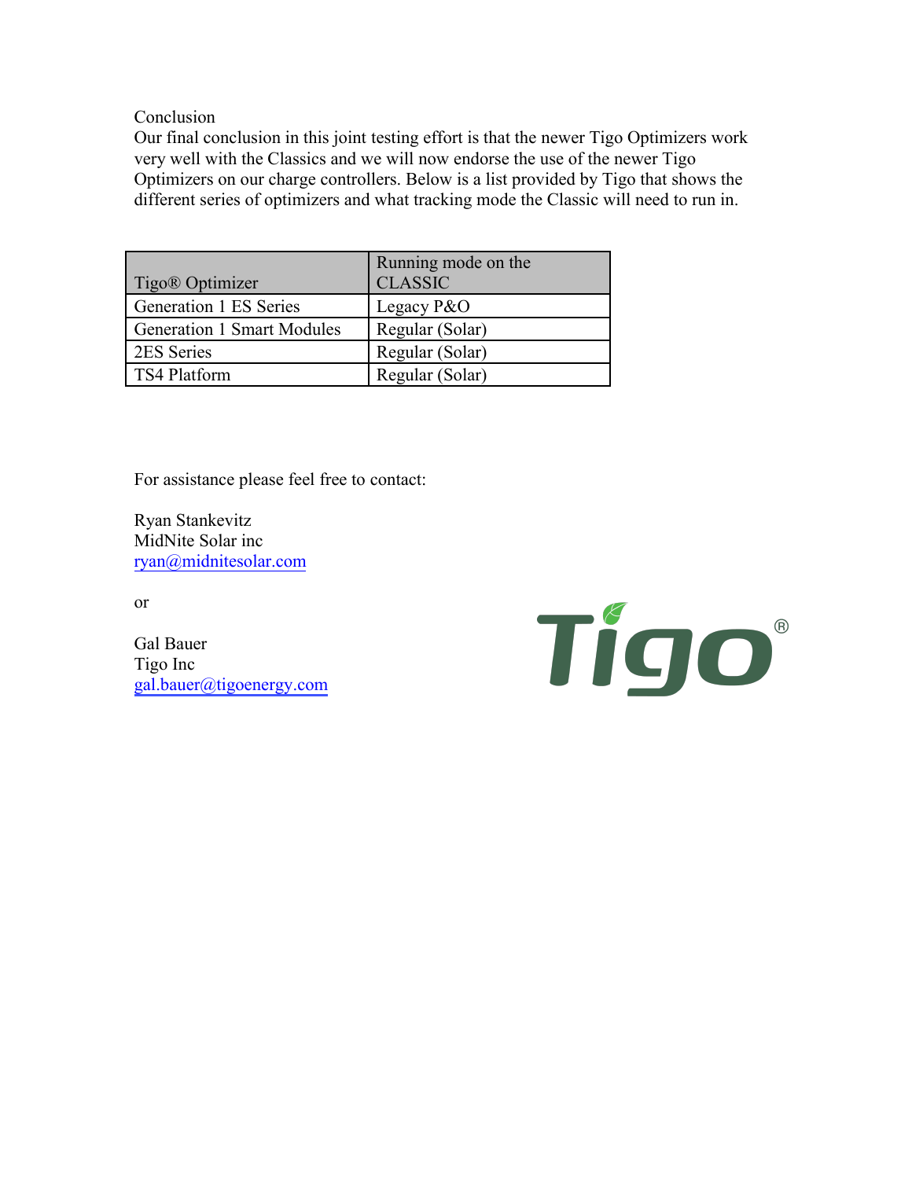## Conclusion

Our final conclusion in this joint testing effort is that the newer Tigo Optimizers work very well with the Classics and we will now endorse the use of the newer Tigo Optimizers on our charge controllers. Below is a list provided by Tigo that shows the different series of optimizers and what tracking mode the Classic will need to run in.

| Tigo® Optimizer | Running mode on the CLASSIC |
|---|---|
| Generation 1 ES Series | Legacy P&O |
| Generation 1 Smart Modules | Regular (Solar) |
| 2ES Series | Regular (Solar) |
| TS4 Platform | Regular (Solar) |

For assistance please feel free to contact:

Ryan Stankevitz
MidNite Solar inc
ryan@midnitesolar.com

or

Gal Bauer
Tigo Inc
gal.bauer@tigoenergy.com

Tigo®